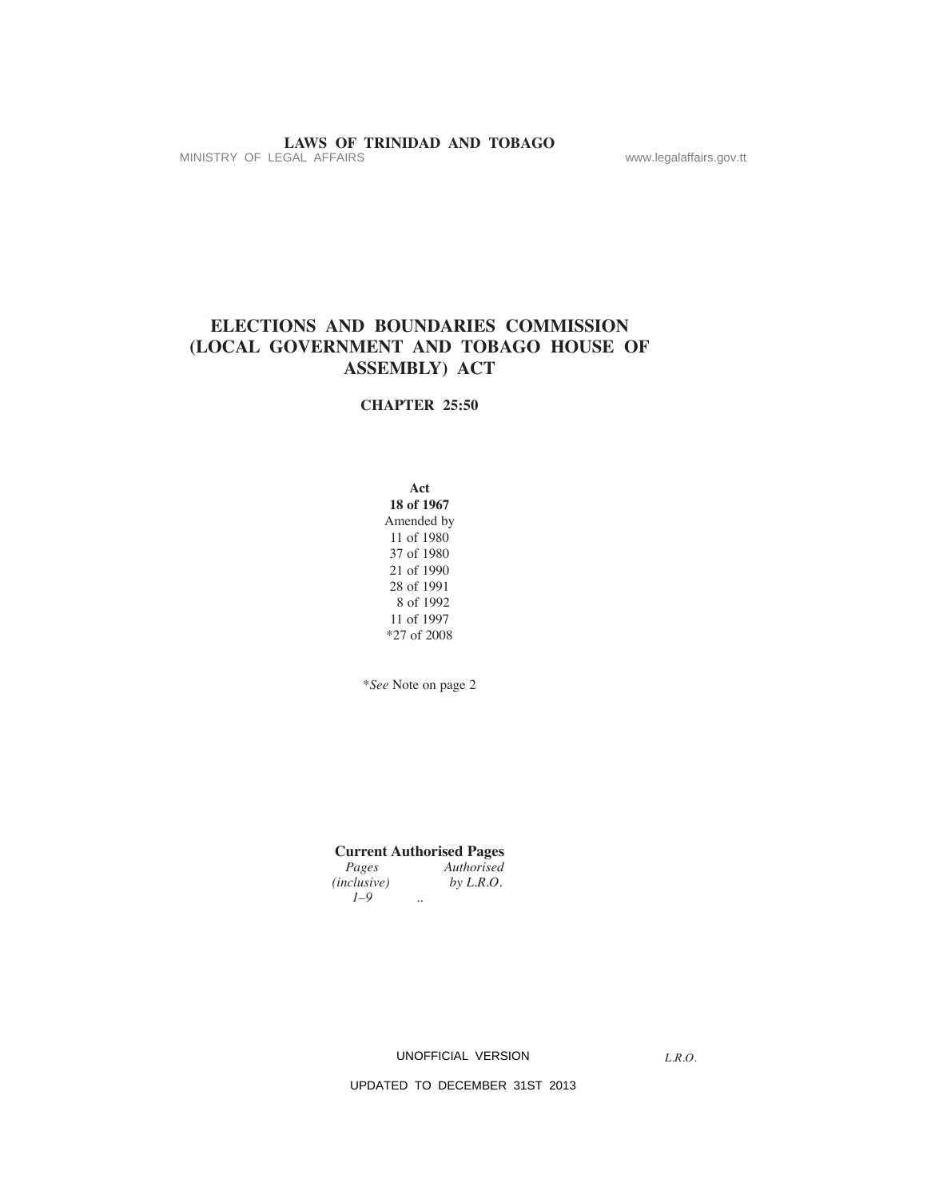# ELECTIONS AND BOUNDARIES COMMISSION (LOCAL GOVERNMENT AND TOBAGO HOUSE OF ASSEMBLY) ACT

## CHAPTER 25:50

**Act**
**18 of 1967**
Amended by
11 of 1980
37 of 1980
21 of 1990
28 of 1991
8 of 1992
11 of 1997
*27 of 2008

*\*See* Note on page 2

**Current Authorised Pages**

| *Pages (inclusive)* | *Authorised by L.R.O.* |
|---|---|
| *1–9* | .. |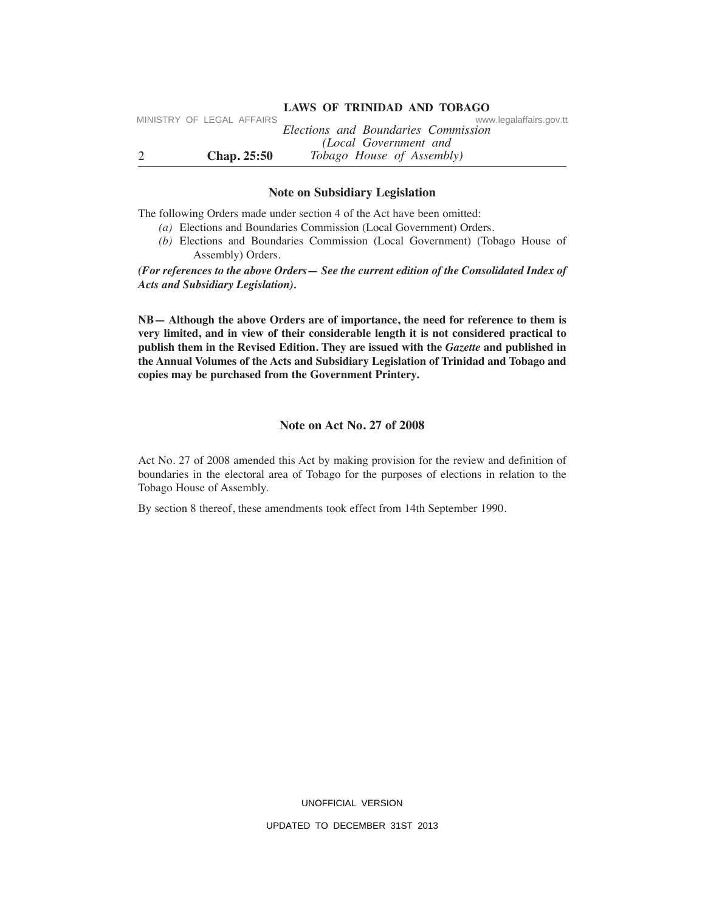## Note on Subsidiary Legislation

The following Orders made under section 4 of the Act have been omitted:

*(a)* Elections and Boundaries Commission (Local Government) Orders.

*(b)* Elections and Boundaries Commission (Local Government) (Tobago House of Assembly) Orders.

***(For references to the above Orders— See the current edition of the Consolidated Index of Acts and Subsidiary Legislation).***

**NB— Although the above Orders are of importance, the need for reference to them is very limited, and in view of their considerable length it is not considered practical to publish them in the Revised Edition. They are issued with the *Gazette* and published in the Annual Volumes of the Acts and Subsidiary Legislation of Trinidad and Tobago and copies may be purchased from the Government Printery.**

## Note on Act No. 27 of 2008

Act No. 27 of 2008 amended this Act by making provision for the review and definition of boundaries in the electoral area of Tobago for the purposes of elections in relation to the Tobago House of Assembly.

By section 8 thereof, these amendments took effect from 14th September 1990.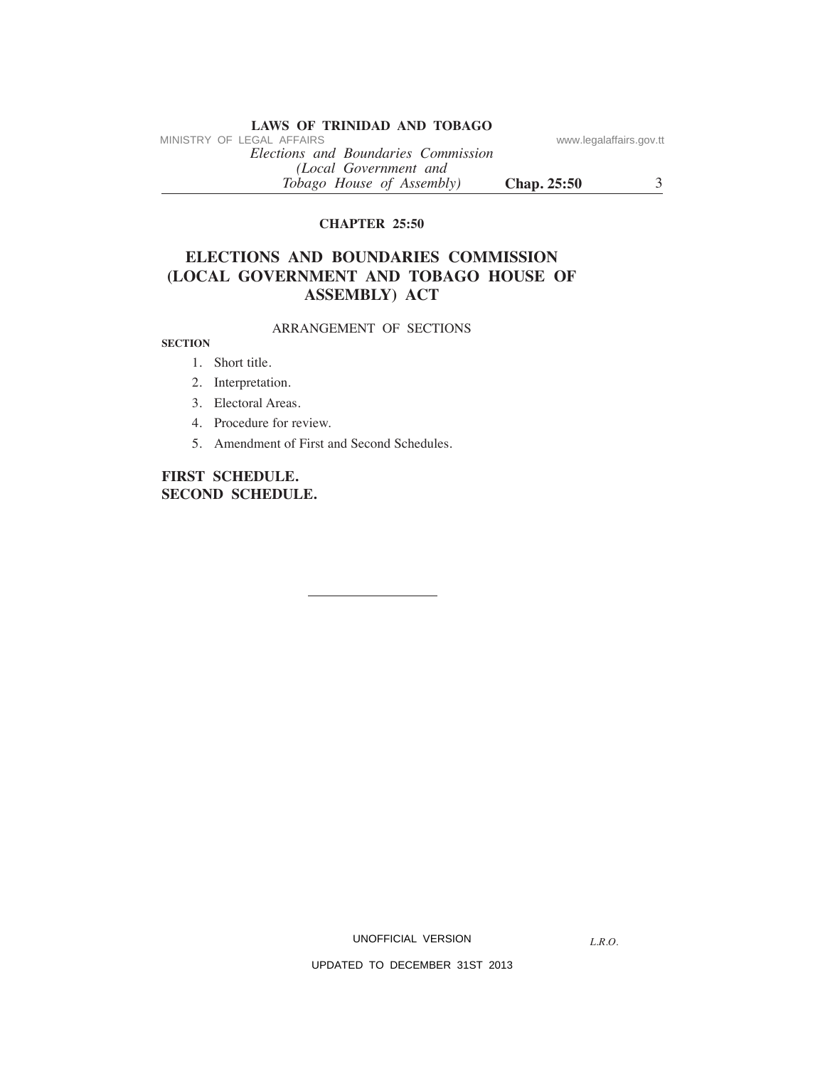**CHAPTER 25:50**

# ELECTIONS AND BOUNDARIES COMMISSION (LOCAL GOVERNMENT AND TOBAGO HOUSE OF ASSEMBLY) ACT

ARRANGEMENT OF SECTIONS

**SECTION**

1. Short title.
2. Interpretation.
3. Electoral Areas.
4. Procedure for review.
5. Amendment of First and Second Schedules.

**FIRST SCHEDULE.**
**SECOND SCHEDULE.**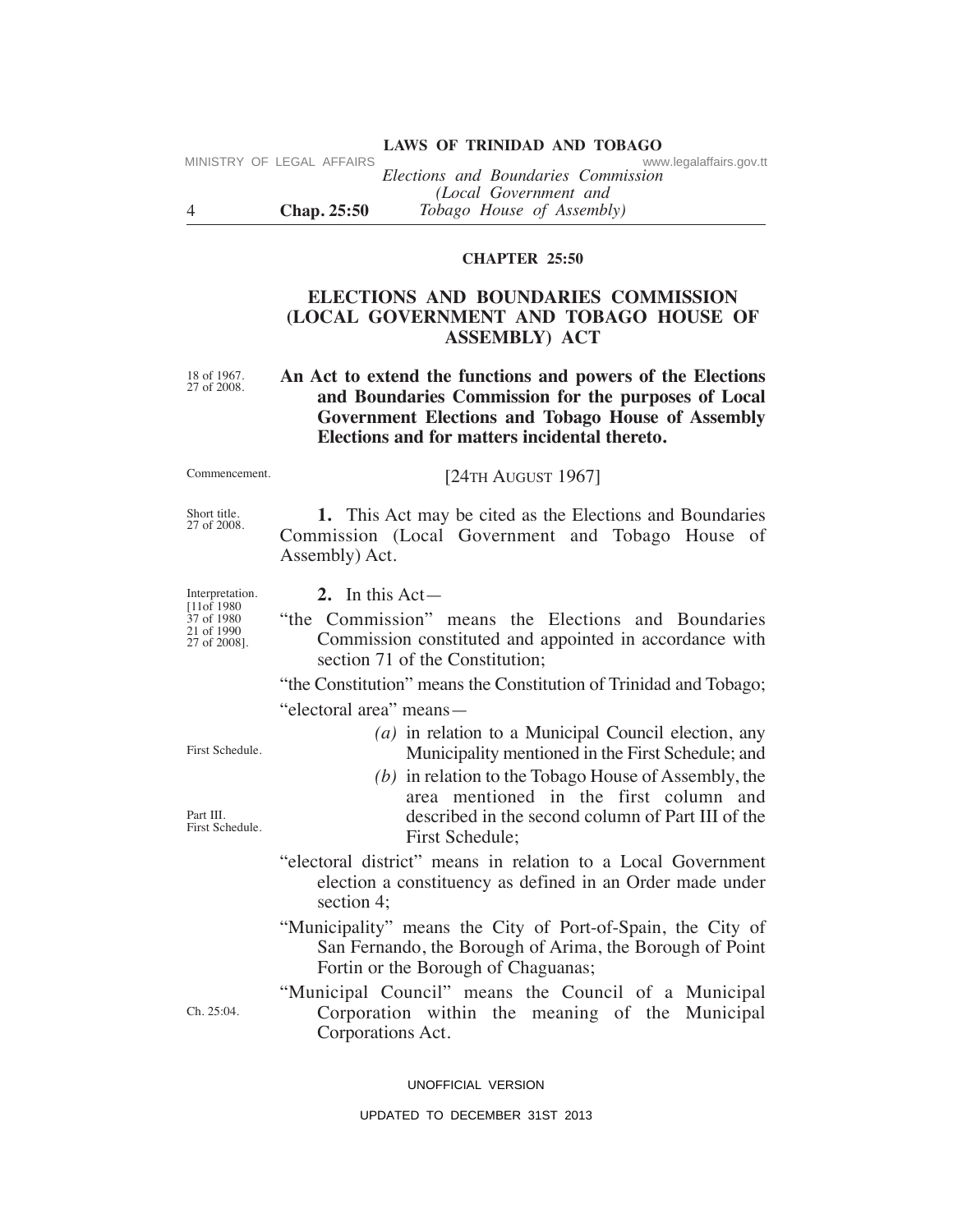## CHAPTER 25:50

# ELECTIONS AND BOUNDARIES COMMISSION (LOCAL GOVERNMENT AND TOBAGO HOUSE OF ASSEMBLY) ACT

18 of 1967.
27 of 2008.

**An Act to extend the functions and powers of the Elections and Boundaries Commission for the purposes of Local Government Elections and Tobago House of Assembly Elections and for matters incidental thereto.**

Commencement.

[24TH AUGUST 1967]

Short title.
27 of 2008.

**1.** This Act may be cited as the Elections and Boundaries Commission (Local Government and Tobago House of Assembly) Act.

Interpretation.
[11of 1980
37 of 1980
21 of 1990
27 of 2008].

**2.** In this Act—

"the Commission" means the Elections and Boundaries Commission constituted and appointed in accordance with section 71 of the Constitution;

"the Constitution" means the Constitution of Trinidad and Tobago;

"electoral area" means—

*(a)* in relation to a Municipal Council election, any Municipality mentioned in the First Schedule; and

First Schedule.

*(b)* in relation to the Tobago House of Assembly, the area mentioned in the first column and described in the second column of Part III of the First Schedule;

Part III.
First Schedule.

"electoral district" means in relation to a Local Government election a constituency as defined in an Order made under section 4;

"Municipality" means the City of Port-of-Spain, the City of San Fernando, the Borough of Arima, the Borough of Point Fortin or the Borough of Chaguanas;

"Municipal Council" means the Council of a Municipal Corporation within the meaning of the Municipal Corporations Act.

Ch. 25:04.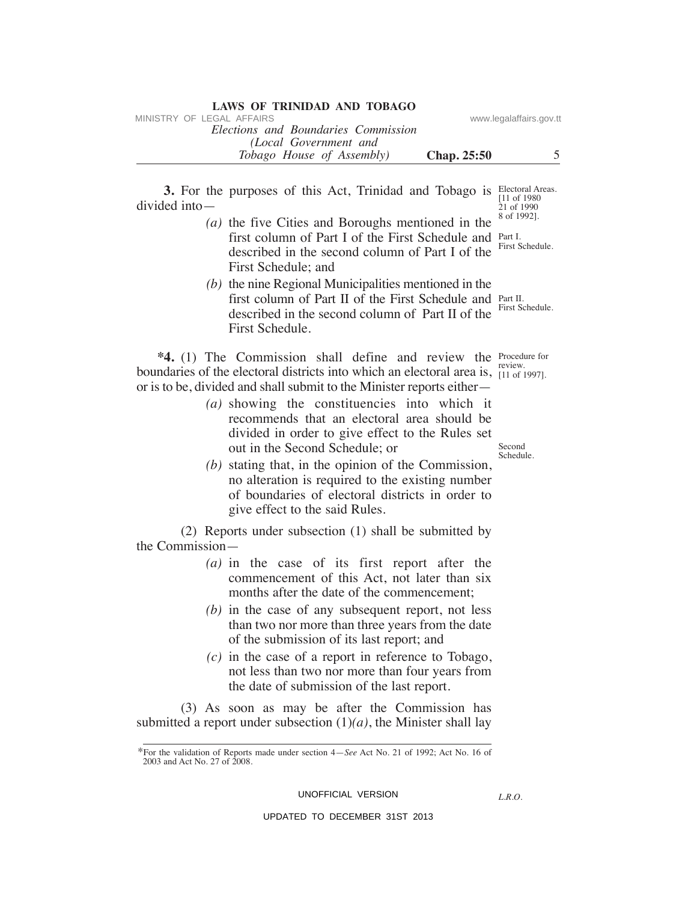**3.** For the purposes of this Act, Trinidad and Tobago is divided into—

Electoral Areas. [11 of 1980 21 of 1990 8 of 1992].

*(a)* the five Cities and Boroughs mentioned in the first column of Part I of the First Schedule and described in the second column of Part I of the First Schedule; and

Part I. First Schedule.

*(b)* the nine Regional Municipalities mentioned in the first column of Part II of the First Schedule and described in the second column of Part II of the First Schedule.

Part II. First Schedule.

***4.** (1) The Commission shall define and review the boundaries of the electoral districts into which an electoral area is, or is to be, divided and shall submit to the Minister reports either—

Procedure for review. [11 of 1997].

*(a)* showing the constituencies into which it recommends that an electoral area should be divided in order to give effect to the Rules set out in the Second Schedule; or

Second Schedule.

*(b)* stating that, in the opinion of the Commission, no alteration is required to the existing number of boundaries of electoral districts in order to give effect to the said Rules.

(2) Reports under subsection (1) shall be submitted by the Commission—

*(a)* in the case of its first report after the commencement of this Act, not later than six months after the date of the commencement;

*(b)* in the case of any subsequent report, not less than two nor more than three years from the date of the submission of its last report; and

*(c)* in the case of a report in reference to Tobago, not less than two nor more than four years from the date of submission of the last report.

(3) As soon as may be after the Commission has submitted a report under subsection (1)*(a)*, the Minister shall lay

*For the validation of Reports made under section 4—*See* Act No. 21 of 1992; Act No. 16 of 2003 and Act No. 27 of 2008.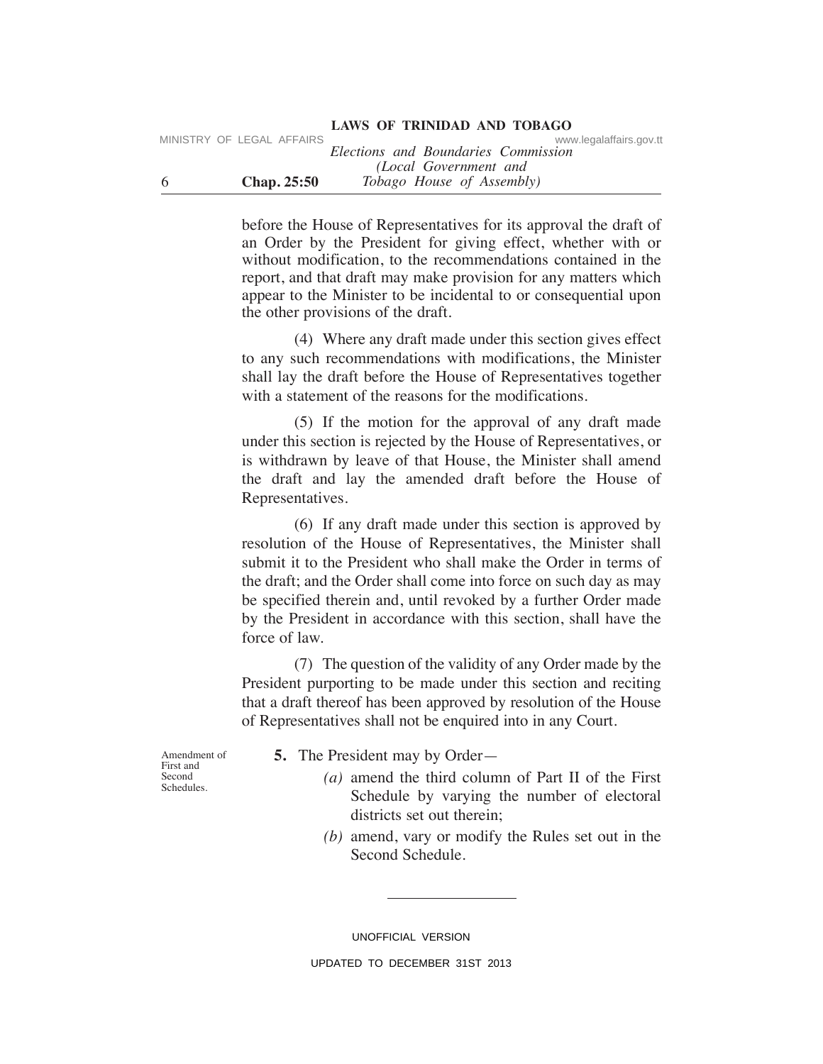before the House of Representatives for its approval the draft of an Order by the President for giving effect, whether with or without modification, to the recommendations contained in the report, and that draft may make provision for any matters which appear to the Minister to be incidental to or consequential upon the other provisions of the draft.

(4) Where any draft made under this section gives effect to any such recommendations with modifications, the Minister shall lay the draft before the House of Representatives together with a statement of the reasons for the modifications.

(5) If the motion for the approval of any draft made under this section is rejected by the House of Representatives, or is withdrawn by leave of that House, the Minister shall amend the draft and lay the amended draft before the House of Representatives.

(6) If any draft made under this section is approved by resolution of the House of Representatives, the Minister shall submit it to the President who shall make the Order in terms of the draft; and the Order shall come into force on such day as may be specified therein and, until revoked by a further Order made by the President in accordance with this section, shall have the force of law.

(7) The question of the validity of any Order made by the President purporting to be made under this section and reciting that a draft thereof has been approved by resolution of the House of Representatives shall not be enquired into in any Court.

Amendment of First and Second Schedules.

**5.** The President may by Order—

*(a)* amend the third column of Part II of the First Schedule by varying the number of electoral districts set out therein;

*(b)* amend, vary or modify the Rules set out in the Second Schedule.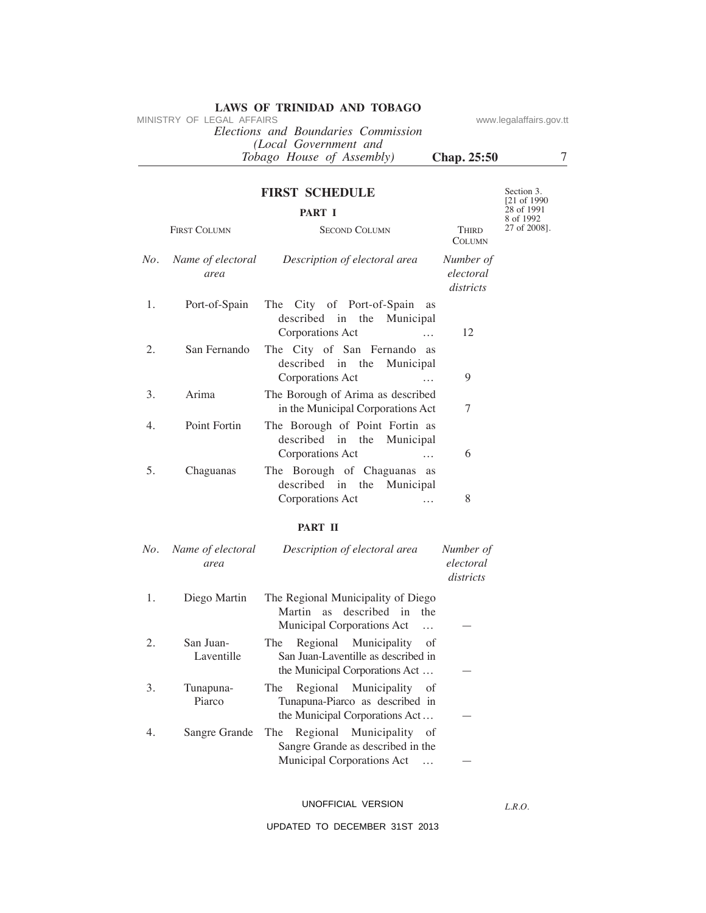# FIRST SCHEDULE

Section 3.
[21 of 1990
28 of 1991
8 of 1992
27 of 2008].

## PART I

| FIRST COLUMN | | SECOND COLUMN | THIRD COLUMN |
|---|---|---|---|
| *No.* | *Name of electoral area* | *Description of electoral area* | *Number of electoral districts* |
| 1. | Port-of-Spain | The City of Port-of-Spain as described in the Municipal Corporations Act … | 12 |
| 2. | San Fernando | The City of San Fernando as described in the Municipal Corporations Act … | 9 |
| 3. | Arima | The Borough of Arima as described in the Municipal Corporations Act | 7 |
| 4. | Point Fortin | The Borough of Point Fortin as described in the Municipal Corporations Act … | 6 |
| 5. | Chaguanas | The Borough of Chaguanas as described in the Municipal Corporations Act … | 8 |

## PART II

| *No.* | *Name of electoral area* | *Description of electoral area* | *Number of electoral districts* |
|---|---|---|---|
| 1. | Diego Martin | The Regional Municipality of Diego Martin as described in the Municipal Corporations Act … | — |
| 2. | San Juan-Laventille | The Regional Municipality of San Juan-Laventille as described in the Municipal Corporations Act … | — |
| 3. | Tunapuna-Piarco | The Regional Municipality of Tunapuna-Piarco as described in the Municipal Corporations Act … | — |
| 4. | Sangre Grande | The Regional Municipality of Sangre Grande as described in the Municipal Corporations Act … | — |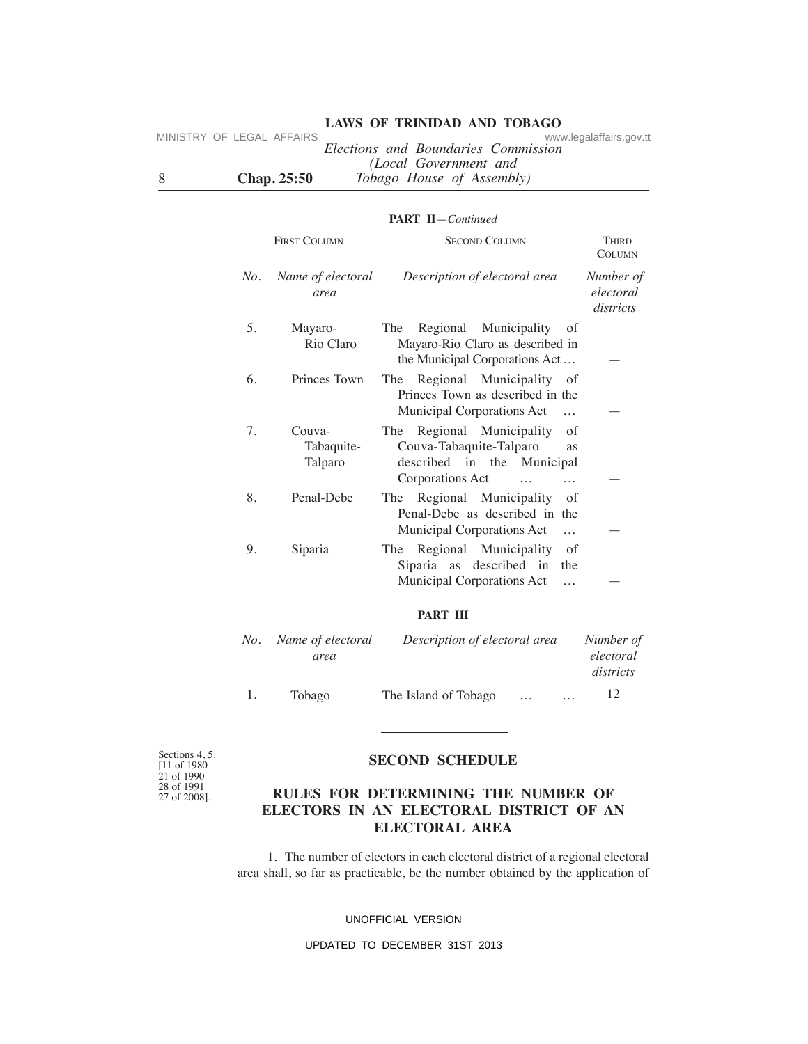**PART II**—*Continued*

| FIRST COLUMN | | SECOND COLUMN | THIRD COLUMN |
|---|---|---|---|
| *No.* | *Name of electoral area* | *Description of electoral area* | *Number of electoral districts* |
| 5. | Mayaro-Rio Claro | The Regional Municipality of Mayaro-Rio Claro as described in the Municipal Corporations Act … | — |
| 6. | Princes Town | The Regional Municipality of Princes Town as described in the Municipal Corporations Act … | — |
| 7. | Couva-Tabaquite-Talparo | The Regional Municipality of Couva-Tabaquite-Talparo as described in the Municipal Corporations Act … … | — |
| 8. | Penal-Debe | The Regional Municipality of Penal-Debe as described in the Municipal Corporations Act … | — |
| 9. | Siparia | The Regional Municipality of Siparia as described in the Municipal Corporations Act … | — |

**PART III**

| *No.* | *Name of electoral area* | *Description of electoral area* | *Number of electoral districts* |
|---|---|---|---|
| 1. | Tobago | The Island of Tobago … … | 12 |

---

Sections 4, 5. [11 of 1980 21 of 1990 28 of 1991 27 of 2008].

## SECOND SCHEDULE

## RULES FOR DETERMINING THE NUMBER OF ELECTORS IN AN ELECTORAL DISTRICT OF AN ELECTORAL AREA

1. The number of electors in each electoral district of a regional electoral area shall, so far as practicable, be the number obtained by the application of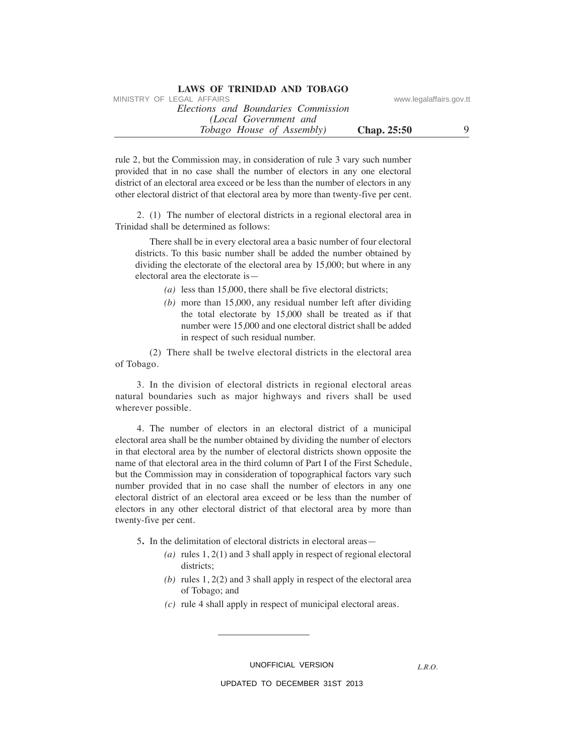rule 2, but the Commission may, in consideration of rule 3 vary such number provided that in no case shall the number of electors in any one electoral district of an electoral area exceed or be less than the number of electors in any other electoral district of that electoral area by more than twenty-five per cent.

2. (1) The number of electoral districts in a regional electoral area in Trinidad shall be determined as follows:

There shall be in every electoral area a basic number of four electoral districts. To this basic number shall be added the number obtained by dividing the electorate of the electoral area by 15,000; but where in any electoral area the electorate is—

*(a)* less than 15,000, there shall be five electoral districts;

*(b)* more than 15,000, any residual number left after dividing the total electorate by 15,000 shall be treated as if that number were 15,000 and one electoral district shall be added in respect of such residual number.

(2) There shall be twelve electoral districts in the electoral area of Tobago.

3. In the division of electoral districts in regional electoral areas natural boundaries such as major highways and rivers shall be used wherever possible.

4. The number of electors in an electoral district of a municipal electoral area shall be the number obtained by dividing the number of electors in that electoral area by the number of electoral districts shown opposite the name of that electoral area in the third column of Part I of the First Schedule, but the Commission may in consideration of topographical factors vary such number provided that in no case shall the number of electors in any one electoral district of an electoral area exceed or be less than the number of electors in any other electoral district of that electoral area by more than twenty-five per cent.

5. In the delimitation of electoral districts in electoral areas—

*(a)* rules 1, 2(1) and 3 shall apply in respect of regional electoral districts;

*(b)* rules 1, 2(2) and 3 shall apply in respect of the electoral area of Tobago; and

*(c)* rule 4 shall apply in respect of municipal electoral areas.